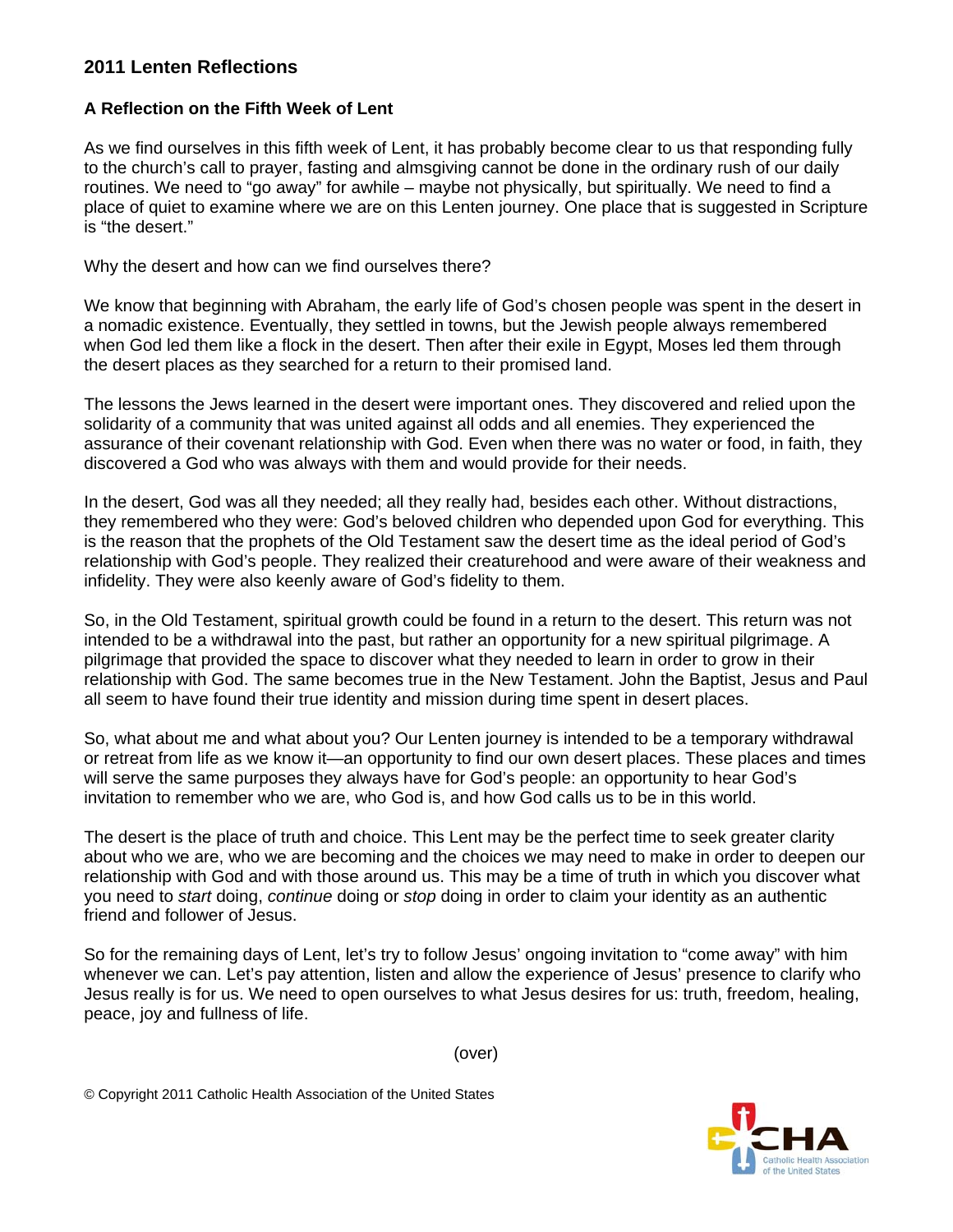## 2011 Lenten Reflections

### A Reflection on the Fifth Week of Lent

As we find ourselves in this fifth week of Lent, it has probably become clear to us that responding fully to the church's call to prayer, fasting and almsgiving cannot be done in the ordinary rush of our daily routines. We need to "go away" for awhile – maybe not physically, but spiritually. We need to find a place of quiet to examine where we are on this Lenten journey. One place that is suggested in Scripture is "the desert."

Why the desert and how can we find ourselves there?

We know that beginning with Abraham, the early life of God's chosen people was spent in the desert in a nomadic existence. Eventually, they settled in towns, but the Jewish people always remembered when God led them like a flock in the desert. Then after their exile in Egypt, Moses led them through the desert places as they searched for a return to their promised land.

The lessons the Jews learned in the desert were important ones. They discovered and relied upon the solidarity of a community that was united against all odds and all enemies. They experienced the assurance of their covenant relationship with God. Even when there was no water or food, in faith, they discovered a God who was always with them and would provide for their needs.

In the desert, God was all they needed; all they really had, besides each other. Without distractions, they remembered who they were: God's beloved children who depended upon God for everything. This is the reason that the prophets of the Old Testament saw the desert time as the ideal period of God's relationship with God's people. They realized their creaturehood and were aware of their weakness and infidelity. They were also keenly aware of God's fidelity to them.

So, in the Old Testament, spiritual growth could be found in a return to the desert. This return was not intended to be a withdrawal into the past, but rather an opportunity for a new spiritual pilgrimage. A pilgrimage that provided the space to discover what they needed to learn in order to grow in their relationship with God. The same becomes true in the New Testament. John the Baptist, Jesus and Paul all seem to have found their true identity and mission during time spent in desert places.

So, what about me and what about you? Our Lenten journey is intended to be a temporary withdrawal or retreat from life as we know it—an opportunity to find our own desert places. These places and times will serve the same purposes they always have for God's people: an opportunity to hear God's invitation to remember who we are, who God is, and how God calls us to be in this world.

The desert is the place of truth and choice. This Lent may be the perfect time to seek greater clarity about who we are, who we are becoming and the choices we may need to make in order to deepen our relationship with God and with those around us. This may be a time of truth in which you discover what you need to *start* doing, *continue* doing or *stop* doing in order to claim your identity as an authentic friend and follower of Jesus.

So for the remaining days of Lent, let's try to follow Jesus' ongoing invitation to "come away" with him whenever we can. Let's pay attention, listen and allow the experience of Jesus' presence to clarify who Jesus really is for us. We need to open ourselves to what Jesus desires for us: truth, freedom, healing, peace, joy and fullness of life.

(over)

© Copyright 2011 Catholic Health Association of the United States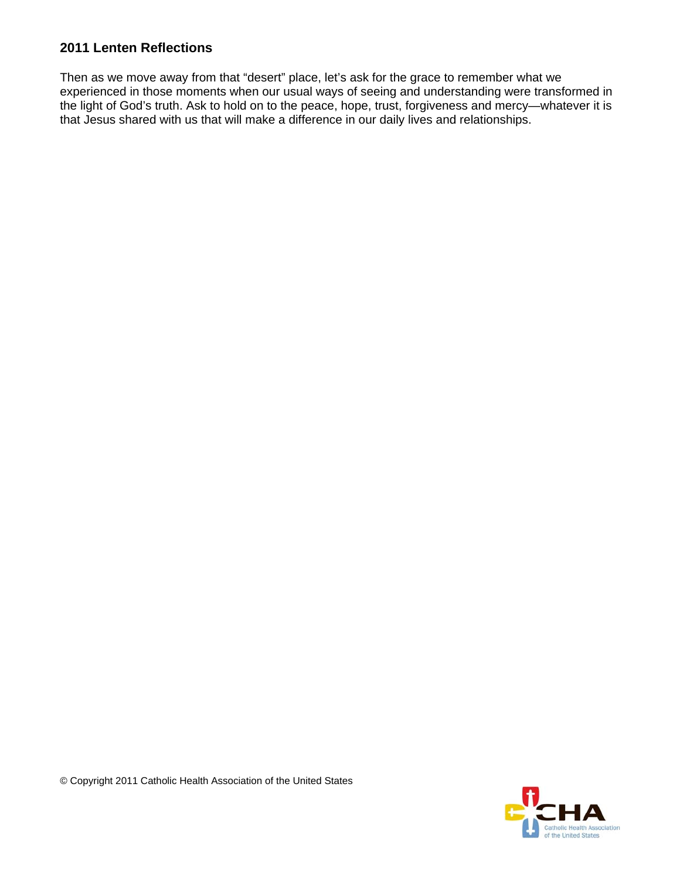Then as we move away from that "desert" place, let's ask for the grace to remember what we experienced in those moments when our usual ways of seeing and understanding were transformed in the light of God's truth. Ask to hold on to the peace, hope, trust, forgiveness and mercy—whatever it is that Jesus shared with us that will make a difference in our daily lives and relationships.

© Copyright 2011 Catholic Health Association of the United States